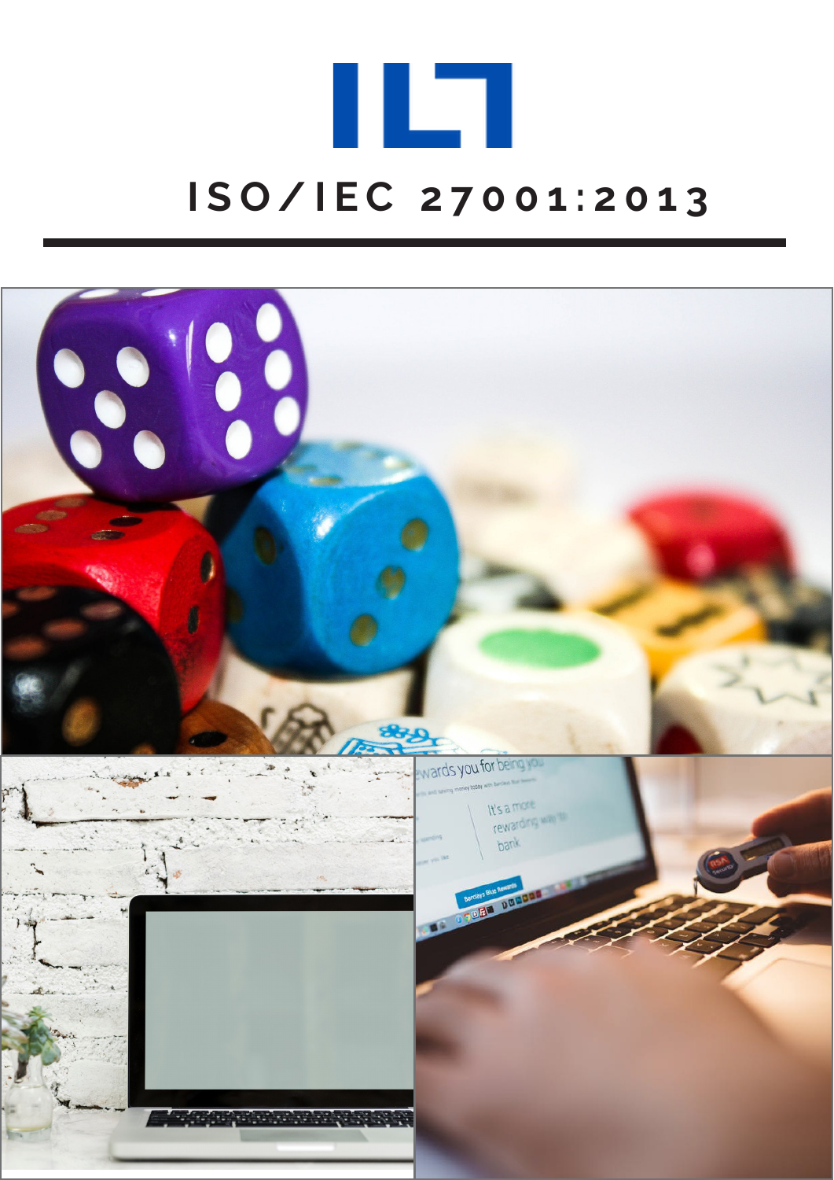# ISO/IEC 27001:2013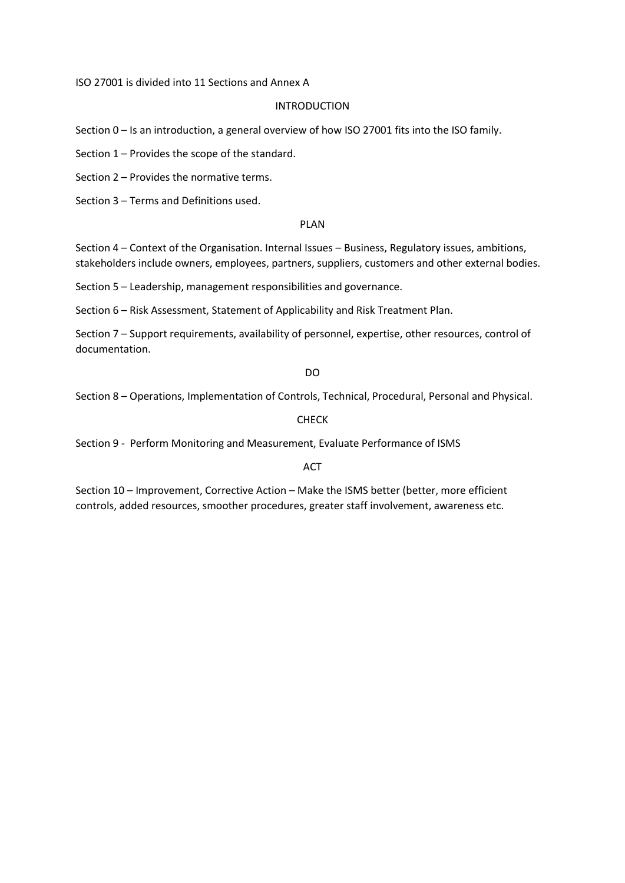ISO 27001 is divided into 11 Sections and Annex A

## INTRODUCTION

Section 0 – Is an introduction, a general overview of how ISO 27001 fits into the ISO family.

Section 1 – Provides the scope of the standard.

Section 2 – Provides the normative terms.

Section 3 – Terms and Definitions used.

## PLAN

Section 4 – Context of the Organisation. Internal Issues – Business, Regulatory issues, ambitions, stakeholders include owners, employees, partners, suppliers, customers and other external bodies.

Section 5 – Leadership, management responsibilities and governance.

Section 6 – Risk Assessment, Statement of Applicability and Risk Treatment Plan.

Section 7 – Support requirements, availability of personnel, expertise, other resources, control of documentation.

## DO

Section 8 – Operations, Implementation of Controls, Technical, Procedural, Personal and Physical.

## CHECK

Section 9 - Perform Monitoring and Measurement, Evaluate Performance of ISMS

## ACT

Section 10 – Improvement, Corrective Action – Make the ISMS better (better, more efficient controls, added resources, smoother procedures, greater staff involvement, awareness etc.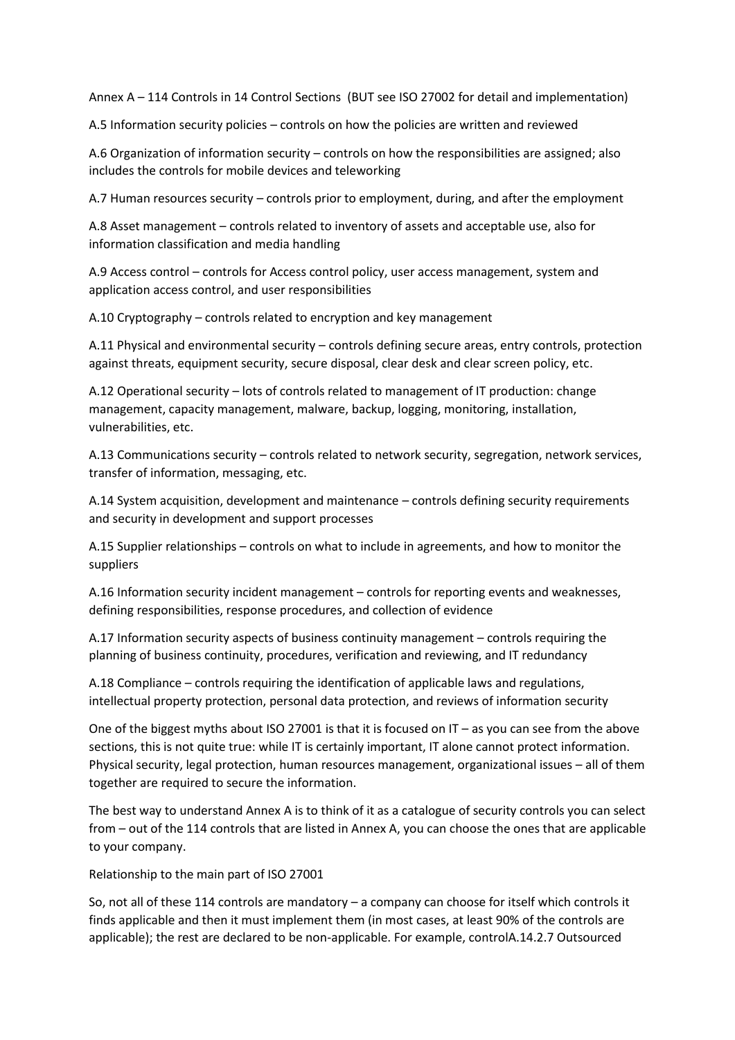Annex A – 114 Controls in 14 Control Sections (BUT see ISO 27002 for detail and implementation)

A.5 Information security policies – controls on how the policies are written and reviewed

A.6 Organization of information security – controls on how the responsibilities are assigned; also includes the controls for mobile devices and teleworking

A.7 Human resources security – controls prior to employment, during, and after the employment

A.8 Asset management – controls related to inventory of assets and acceptable use, also for information classification and media handling

A.9 Access control – controls for Access control policy, user access management, system and application access control, and user responsibilities

A.10 Cryptography – controls related to encryption and key management

A.11 Physical and environmental security – controls defining secure areas, entry controls, protection against threats, equipment security, secure disposal, clear desk and clear screen policy, etc.

A.12 Operational security – lots of controls related to management of IT production: change management, capacity management, malware, backup, logging, monitoring, installation, vulnerabilities, etc.

A.13 Communications security – controls related to network security, segregation, network services, transfer of information, messaging, etc.

A.14 System acquisition, development and maintenance – controls defining security requirements and security in development and support processes

A.15 Supplier relationships – controls on what to include in agreements, and how to monitor the suppliers

A.16 Information security incident management – controls for reporting events and weaknesses, defining responsibilities, response procedures, and collection of evidence

A.17 Information security aspects of business continuity management – controls requiring the planning of business continuity, procedures, verification and reviewing, and IT redundancy

A.18 Compliance – controls requiring the identification of applicable laws and regulations, intellectual property protection, personal data protection, and reviews of information security

One of the biggest myths about ISO 27001 is that it is focused on IT – as you can see from the above sections, this is not quite true: while IT is certainly important, IT alone cannot protect information. Physical security, legal protection, human resources management, organizational issues – all of them together are required to secure the information.

The best way to understand Annex A is to think of it as a catalogue of security controls you can select from – out of the 114 controls that are listed in Annex A, you can choose the ones that are applicable to your company.

Relationship to the main part of ISO 27001

So, not all of these 114 controls are mandatory – a company can choose for itself which controls it finds applicable and then it must implement them (in most cases, at least 90% of the controls are applicable); the rest are declared to be non-applicable. For example, controlA.14.2.7 Outsourced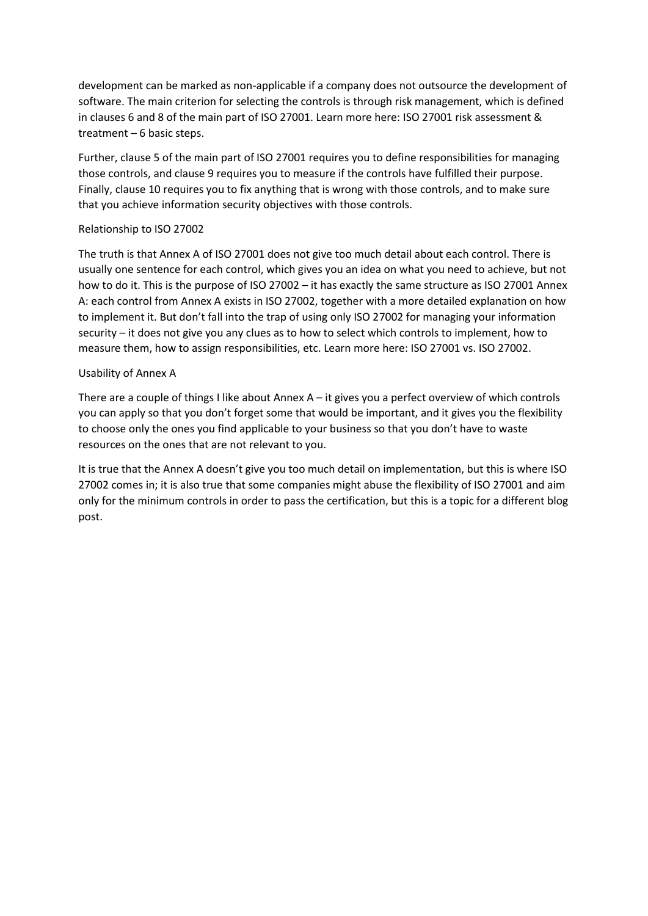development can be marked as non-applicable if a company does not outsource the development of software. The main criterion for selecting the controls is through risk management, which is defined in clauses 6 and 8 of the main part of ISO 27001. Learn more here: ISO 27001 risk assessment & treatment – 6 basic steps.

Further, clause 5 of the main part of ISO 27001 requires you to define responsibilities for managing those controls, and clause 9 requires you to measure if the controls have fulfilled their purpose. Finally, clause 10 requires you to fix anything that is wrong with those controls, and to make sure that you achieve information security objectives with those controls.

## Relationship to ISO 27002

The truth is that Annex A of ISO 27001 does not give too much detail about each control. There is usually one sentence for each control, which gives you an idea on what you need to achieve, but not how to do it. This is the purpose of ISO 27002 – it has exactly the same structure as ISO 27001 Annex A: each control from Annex A exists in ISO 27002, together with a more detailed explanation on how to implement it. But don't fall into the trap of using only ISO 27002 for managing your information security – it does not give you any clues as to how to select which controls to implement, how to measure them, how to assign responsibilities, etc. Learn more here: ISO 27001 vs. ISO 27002.

## Usability of Annex A

There are a couple of things I like about Annex A – it gives you a perfect overview of which controls you can apply so that you don't forget some that would be important, and it gives you the flexibility to choose only the ones you find applicable to your business so that you don't have to waste resources on the ones that are not relevant to you.

It is true that the Annex A doesn't give you too much detail on implementation, but this is where ISO 27002 comes in; it is also true that some companies might abuse the flexibility of ISO 27001 and aim only for the minimum controls in order to pass the certification, but this is a topic for a different blog post.